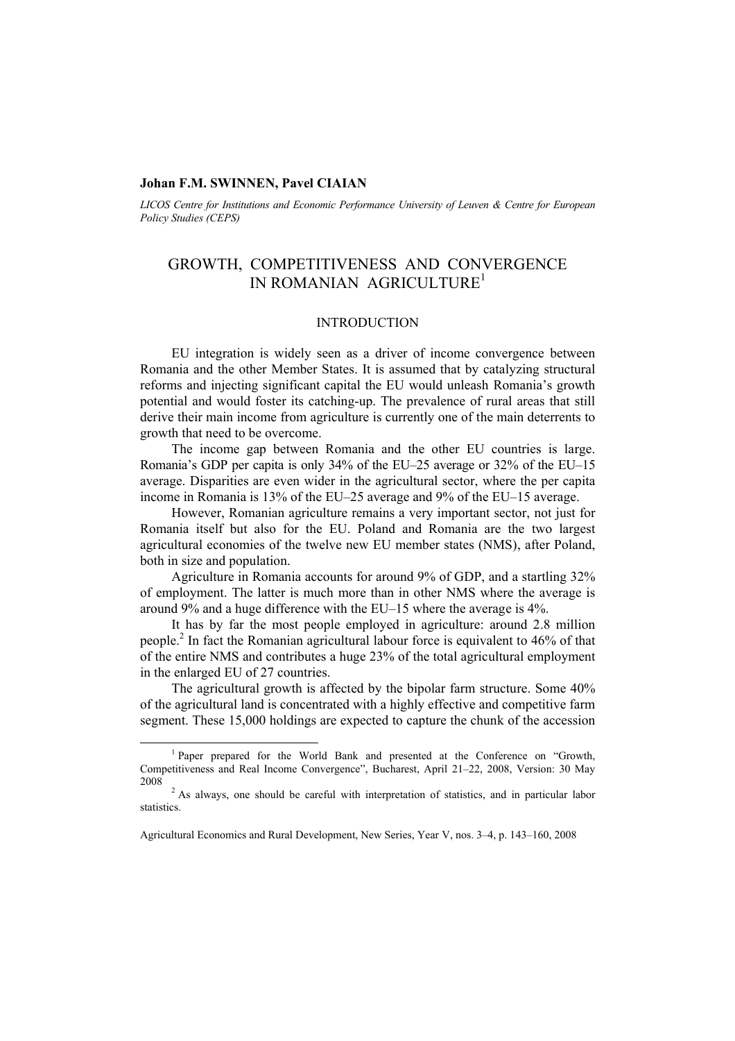**Johan F.M. SWINNEN, Pavel CIAIAN**

*LICOS Centre for Institutions and Economic Performance University of Leuven & Centre for European Policy Studies (CEPS)*

# GROWTH, COMPETITIVENESS AND CONVERGENCE IN ROMANIAN AGRICULTURE[1]

## INTRODUCTION

EU integration is widely seen as a driver of income convergence between Romania and the other Member States. It is assumed that by catalyzing structural reforms and injecting significant capital the EU would unleash Romania's growth potential and would foster its catching-up. The prevalence of rural areas that still derive their main income from agriculture is currently one of the main deterrents to growth that need to be overcome.

The income gap between Romania and the other EU countries is large. Romania's GDP per capita is only 34% of the EU–25 average or 32% of the EU–15 average. Disparities are even wider in the agricultural sector, where the per capita income in Romania is 13% of the EU–25 average and 9% of the EU–15 average.

However, Romanian agriculture remains a very important sector, not just for Romania itself but also for the EU. Poland and Romania are the two largest agricultural economies of the twelve new EU member states (NMS), after Poland, both in size and population.

Agriculture in Romania accounts for around 9% of GDP, and a startling 32% of employment. The latter is much more than in other NMS where the average is around 9% and a huge difference with the EU–15 where the average is 4%.

It has by far the most people employed in agriculture: around 2.8 million people.[2] In fact the Romanian agricultural labour force is equivalent to 46% of that of the entire NMS and contributes a huge 23% of the total agricultural employment in the enlarged EU of 27 countries.

The agricultural growth is affected by the bipolar farm structure. Some 40% of the agricultural land is concentrated with a highly effective and competitive farm segment. These 15,000 holdings are expected to capture the chunk of the accession

---

[1] Paper prepared for the World Bank and presented at the Conference on "Growth, Competitiveness and Real Income Convergence", Bucharest, April 21–22, 2008, Version: 30 May 2008

[2] As always, one should be careful with interpretation of statistics, and in particular labor statistics.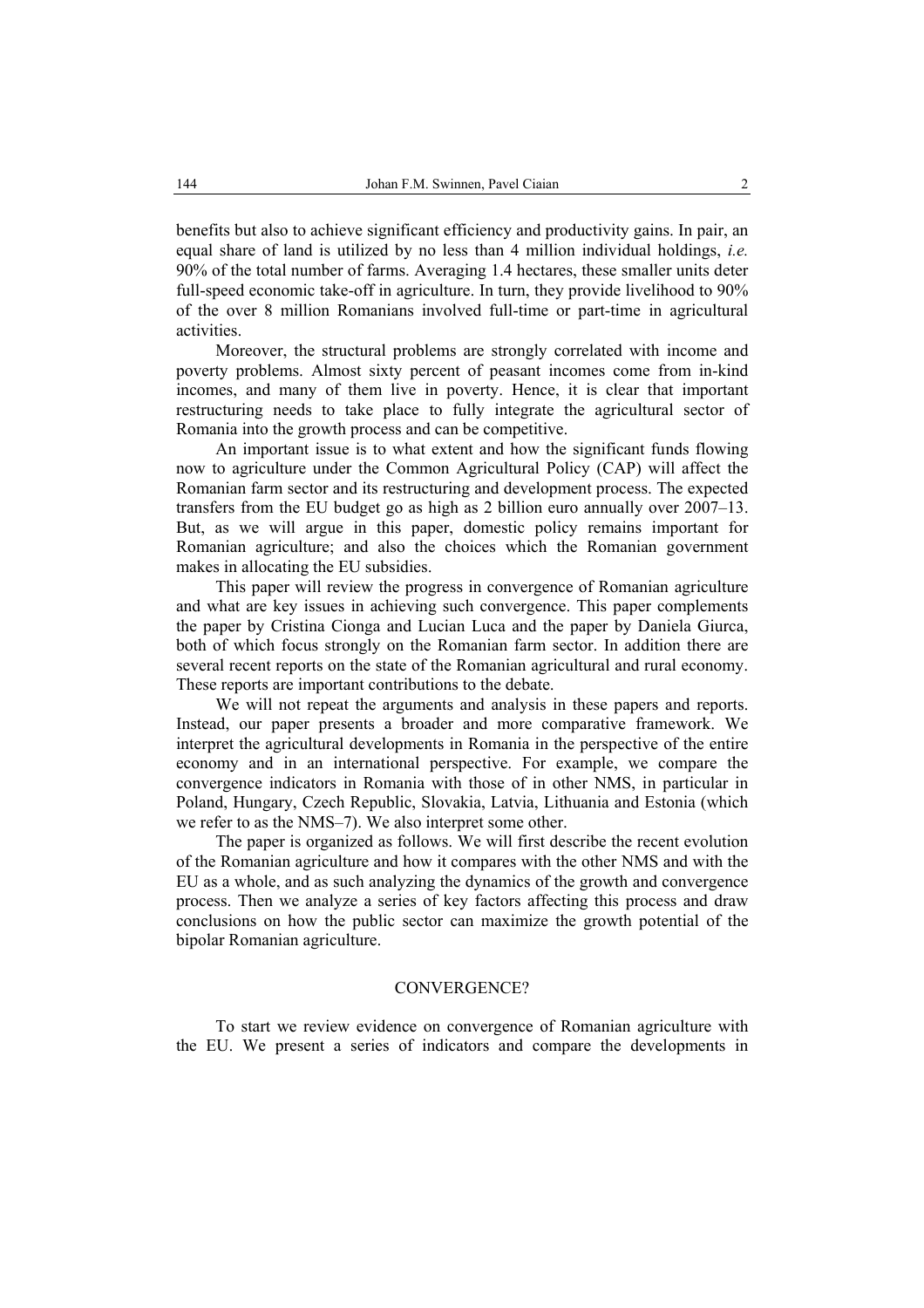benefits but also to achieve significant efficiency and productivity gains. In pair, an equal share of land is utilized by no less than 4 million individual holdings, *i.e.* 90% of the total number of farms. Averaging 1.4 hectares, these smaller units deter full-speed economic take-off in agriculture. In turn, they provide livelihood to 90% of the over 8 million Romanians involved full-time or part-time in agricultural activities.

Moreover, the structural problems are strongly correlated with income and poverty problems. Almost sixty percent of peasant incomes come from in-kind incomes, and many of them live in poverty. Hence, it is clear that important restructuring needs to take place to fully integrate the agricultural sector of Romania into the growth process and can be competitive.

An important issue is to what extent and how the significant funds flowing now to agriculture under the Common Agricultural Policy (CAP) will affect the Romanian farm sector and its restructuring and development process. The expected transfers from the EU budget go as high as 2 billion euro annually over 2007–13. But, as we will argue in this paper, domestic policy remains important for Romanian agriculture; and also the choices which the Romanian government makes in allocating the EU subsidies.

This paper will review the progress in convergence of Romanian agriculture and what are key issues in achieving such convergence. This paper complements the paper by Cristina Cionga and Lucian Luca and the paper by Daniela Giurca, both of which focus strongly on the Romanian farm sector. In addition there are several recent reports on the state of the Romanian agricultural and rural economy. These reports are important contributions to the debate.

We will not repeat the arguments and analysis in these papers and reports. Instead, our paper presents a broader and more comparative framework. We interpret the agricultural developments in Romania in the perspective of the entire economy and in an international perspective. For example, we compare the convergence indicators in Romania with those of in other NMS, in particular in Poland, Hungary, Czech Republic, Slovakia, Latvia, Lithuania and Estonia (which we refer to as the NMS–7). We also interpret some other.

The paper is organized as follows. We will first describe the recent evolution of the Romanian agriculture and how it compares with the other NMS and with the EU as a whole, and as such analyzing the dynamics of the growth and convergence process. Then we analyze a series of key factors affecting this process and draw conclusions on how the public sector can maximize the growth potential of the bipolar Romanian agriculture.

## CONVERGENCE?

To start we review evidence on convergence of Romanian agriculture with the EU. We present a series of indicators and compare the developments in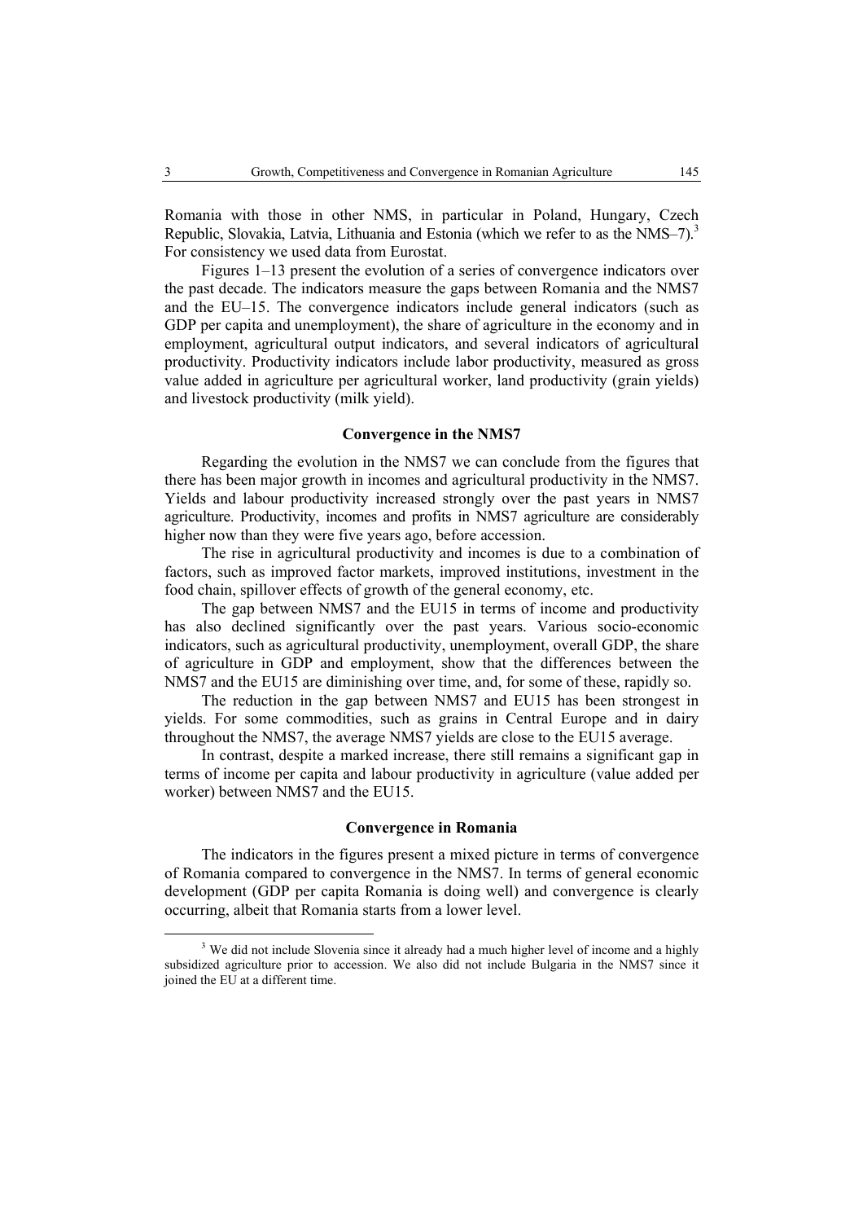Romania with those in other NMS, in particular in Poland, Hungary, Czech Republic, Slovakia, Latvia, Lithuania and Estonia (which we refer to as the NMS–7).[3] For consistency we used data from Eurostat.

Figures 1–13 present the evolution of a series of convergence indicators over the past decade. The indicators measure the gaps between Romania and the NMS7 and the EU–15. The convergence indicators include general indicators (such as GDP per capita and unemployment), the share of agriculture in the economy and in employment, agricultural output indicators, and several indicators of agricultural productivity. Productivity indicators include labor productivity, measured as gross value added in agriculture per agricultural worker, land productivity (grain yields) and livestock productivity (milk yield).

### Convergence in the NMS7

Regarding the evolution in the NMS7 we can conclude from the figures that there has been major growth in incomes and agricultural productivity in the NMS7. Yields and labour productivity increased strongly over the past years in NMS7 agriculture. Productivity, incomes and profits in NMS7 agriculture are considerably higher now than they were five years ago, before accession.

The rise in agricultural productivity and incomes is due to a combination of factors, such as improved factor markets, improved institutions, investment in the food chain, spillover effects of growth of the general economy, etc.

The gap between NMS7 and the EU15 in terms of income and productivity has also declined significantly over the past years. Various socio-economic indicators, such as agricultural productivity, unemployment, overall GDP, the share of agriculture in GDP and employment, show that the differences between the NMS7 and the EU15 are diminishing over time, and, for some of these, rapidly so.

The reduction in the gap between NMS7 and EU15 has been strongest in yields. For some commodities, such as grains in Central Europe and in dairy throughout the NMS7, the average NMS7 yields are close to the EU15 average.

In contrast, despite a marked increase, there still remains a significant gap in terms of income per capita and labour productivity in agriculture (value added per worker) between NMS7 and the EU15.

### Convergence in Romania

The indicators in the figures present a mixed picture in terms of convergence of Romania compared to convergence in the NMS7. In terms of general economic development (GDP per capita Romania is doing well) and convergence is clearly occurring, albeit that Romania starts from a lower level.

---

[3] We did not include Slovenia since it already had a much higher level of income and a highly subsidized agriculture prior to accession. We also did not include Bulgaria in the NMS7 since it joined the EU at a different time.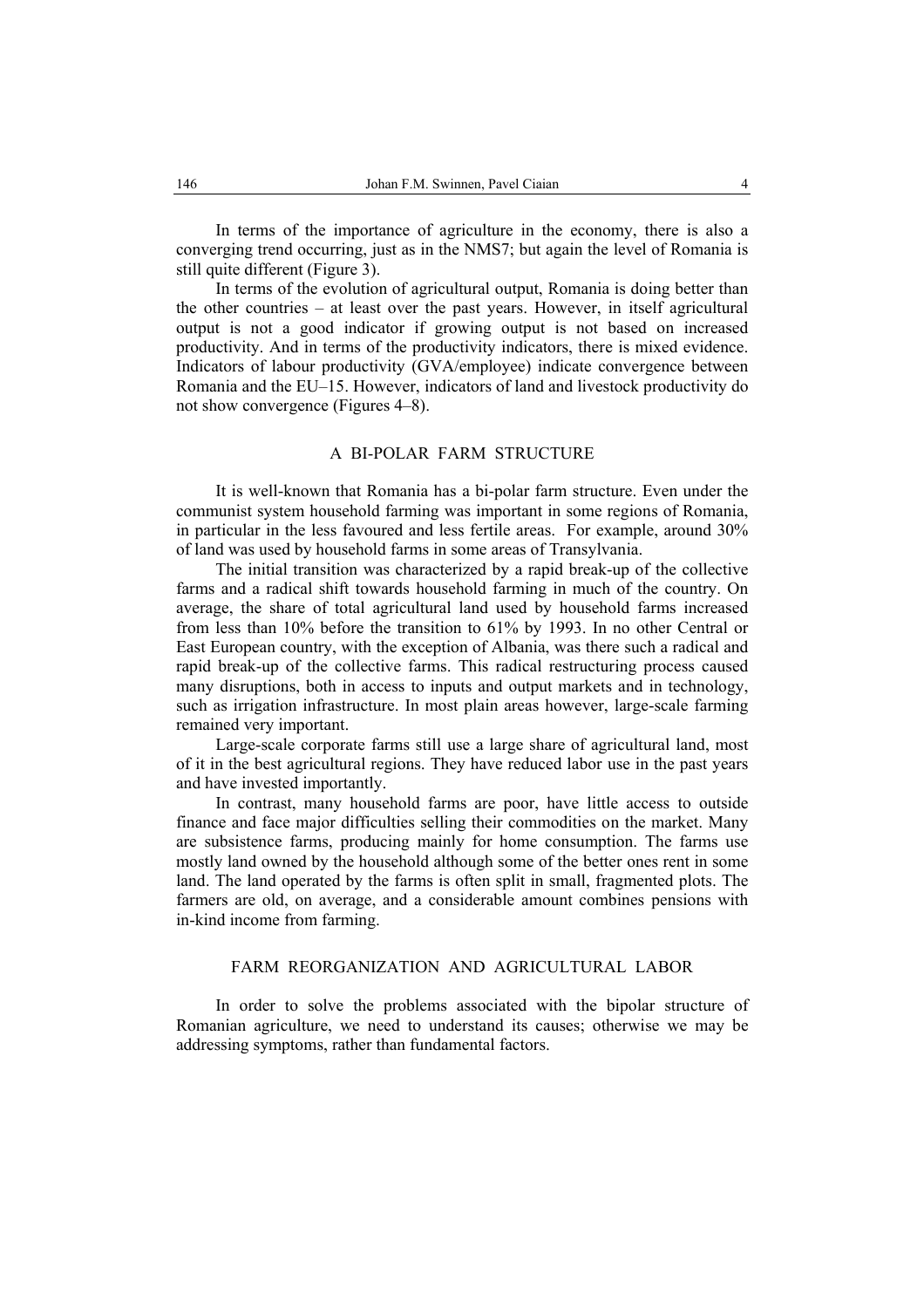In terms of the importance of agriculture in the economy, there is also a converging trend occurring, just as in the NMS7; but again the level of Romania is still quite different (Figure 3).

In terms of the evolution of agricultural output, Romania is doing better than the other countries – at least over the past years. However, in itself agricultural output is not a good indicator if growing output is not based on increased productivity. And in terms of the productivity indicators, there is mixed evidence. Indicators of labour productivity (GVA/employee) indicate convergence between Romania and the EU–15. However, indicators of land and livestock productivity do not show convergence (Figures 4–8).

## A BI-POLAR FARM STRUCTURE

It is well-known that Romania has a bi-polar farm structure. Even under the communist system household farming was important in some regions of Romania, in particular in the less favoured and less fertile areas. For example, around 30% of land was used by household farms in some areas of Transylvania.

The initial transition was characterized by a rapid break-up of the collective farms and a radical shift towards household farming in much of the country. On average, the share of total agricultural land used by household farms increased from less than 10% before the transition to 61% by 1993. In no other Central or East European country, with the exception of Albania, was there such a radical and rapid break-up of the collective farms. This radical restructuring process caused many disruptions, both in access to inputs and output markets and in technology, such as irrigation infrastructure. In most plain areas however, large-scale farming remained very important.

Large-scale corporate farms still use a large share of agricultural land, most of it in the best agricultural regions. They have reduced labor use in the past years and have invested importantly.

In contrast, many household farms are poor, have little access to outside finance and face major difficulties selling their commodities on the market. Many are subsistence farms, producing mainly for home consumption. The farms use mostly land owned by the household although some of the better ones rent in some land. The land operated by the farms is often split in small, fragmented plots. The farmers are old, on average, and a considerable amount combines pensions with in-kind income from farming.

## FARM REORGANIZATION AND AGRICULTURAL LABOR

In order to solve the problems associated with the bipolar structure of Romanian agriculture, we need to understand its causes; otherwise we may be addressing symptoms, rather than fundamental factors.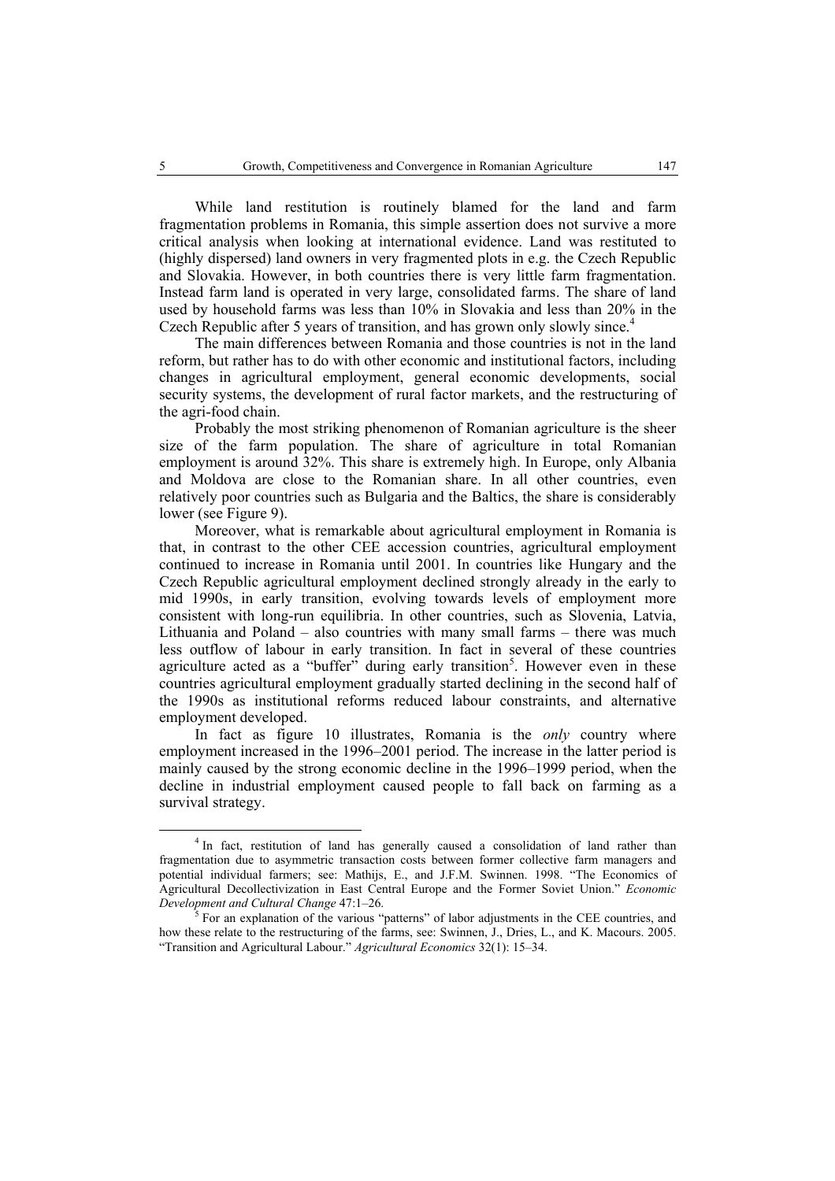While land restitution is routinely blamed for the land and farm fragmentation problems in Romania, this simple assertion does not survive a more critical analysis when looking at international evidence. Land was restituted to (highly dispersed) land owners in very fragmented plots in e.g. the Czech Republic and Slovakia. However, in both countries there is very little farm fragmentation. Instead farm land is operated in very large, consolidated farms. The share of land used by household farms was less than 10% in Slovakia and less than 20% in the Czech Republic after 5 years of transition, and has grown only slowly since.[4]

The main differences between Romania and those countries is not in the land reform, but rather has to do with other economic and institutional factors, including changes in agricultural employment, general economic developments, social security systems, the development of rural factor markets, and the restructuring of the agri-food chain.

Probably the most striking phenomenon of Romanian agriculture is the sheer size of the farm population. The share of agriculture in total Romanian employment is around 32%. This share is extremely high. In Europe, only Albania and Moldova are close to the Romanian share. In all other countries, even relatively poor countries such as Bulgaria and the Baltics, the share is considerably lower (see Figure 9).

Moreover, what is remarkable about agricultural employment in Romania is that, in contrast to the other CEE accession countries, agricultural employment continued to increase in Romania until 2001. In countries like Hungary and the Czech Republic agricultural employment declined strongly already in the early to mid 1990s, in early transition, evolving towards levels of employment more consistent with long-run equilibria. In other countries, such as Slovenia, Latvia, Lithuania and Poland – also countries with many small farms – there was much less outflow of labour in early transition. In fact in several of these countries agriculture acted as a "buffer" during early transition[5]. However even in these countries agricultural employment gradually started declining in the second half of the 1990s as institutional reforms reduced labour constraints, and alternative employment developed.

In fact as figure 10 illustrates, Romania is the *only* country where employment increased in the 1996–2001 period. The increase in the latter period is mainly caused by the strong economic decline in the 1996–1999 period, when the decline in industrial employment caused people to fall back on farming as a survival strategy.

---

[4] In fact, restitution of land has generally caused a consolidation of land rather than fragmentation due to asymmetric transaction costs between former collective farm managers and potential individual farmers; see: Mathijs, E., and J.F.M. Swinnen. 1998. "The Economics of Agricultural Decollectivization in East Central Europe and the Former Soviet Union." *Economic Development and Cultural Change* 47:1–26.

[5] For an explanation of the various "patterns" of labor adjustments in the CEE countries, and how these relate to the restructuring of the farms, see: Swinnen, J., Dries, L., and K. Macours. 2005. "Transition and Agricultural Labour." *Agricultural Economics* 32(1): 15–34.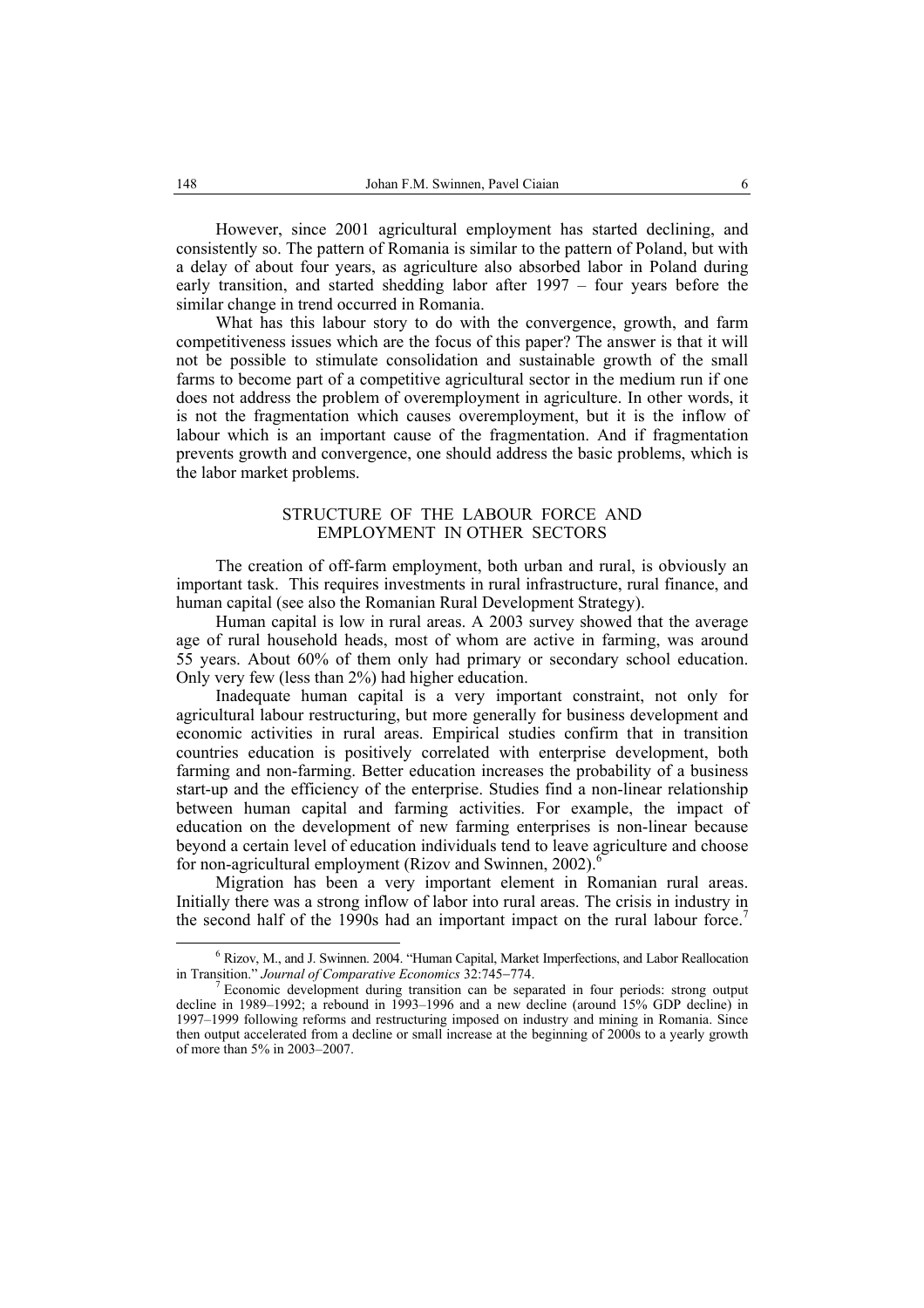However, since 2001 agricultural employment has started declining, and consistently so. The pattern of Romania is similar to the pattern of Poland, but with a delay of about four years, as agriculture also absorbed labor in Poland during early transition, and started shedding labor after 1997 – four years before the similar change in trend occurred in Romania.

What has this labour story to do with the convergence, growth, and farm competitiveness issues which are the focus of this paper? The answer is that it will not be possible to stimulate consolidation and sustainable growth of the small farms to become part of a competitive agricultural sector in the medium run if one does not address the problem of overemployment in agriculture. In other words, it is not the fragmentation which causes overemployment, but it is the inflow of labour which is an important cause of the fragmentation. And if fragmentation prevents growth and convergence, one should address the basic problems, which is the labor market problems.

## STRUCTURE OF THE LABOUR FORCE AND EMPLOYMENT IN OTHER SECTORS

The creation of off-farm employment, both urban and rural, is obviously an important task. This requires investments in rural infrastructure, rural finance, and human capital (see also the Romanian Rural Development Strategy).

Human capital is low in rural areas. A 2003 survey showed that the average age of rural household heads, most of whom are active in farming, was around 55 years. About 60% of them only had primary or secondary school education. Only very few (less than 2%) had higher education.

Inadequate human capital is a very important constraint, not only for agricultural labour restructuring, but more generally for business development and economic activities in rural areas. Empirical studies confirm that in transition countries education is positively correlated with enterprise development, both farming and non-farming. Better education increases the probability of a business start-up and the efficiency of the enterprise. Studies find a non-linear relationship between human capital and farming activities. For example, the impact of education on the development of new farming enterprises is non-linear because beyond a certain level of education individuals tend to leave agriculture and choose for non-agricultural employment (Rizov and Swinnen, 2002).[6]

Migration has been a very important element in Romanian rural areas. Initially there was a strong inflow of labor into rural areas. The crisis in industry in the second half of the 1990s had an important impact on the rural labour force.[7]

---

[6] Rizov, M., and J. Swinnen. 2004. "Human Capital, Market Imperfections, and Labor Reallocation in Transition." *Journal of Comparative Economics* 32:745–774.

[7] Economic development during transition can be separated in four periods: strong output decline in 1989–1992; a rebound in 1993–1996 and a new decline (around 15% GDP decline) in 1997–1999 following reforms and restructuring imposed on industry and mining in Romania. Since then output accelerated from a decline or small increase at the beginning of 2000s to a yearly growth of more than 5% in 2003–2007.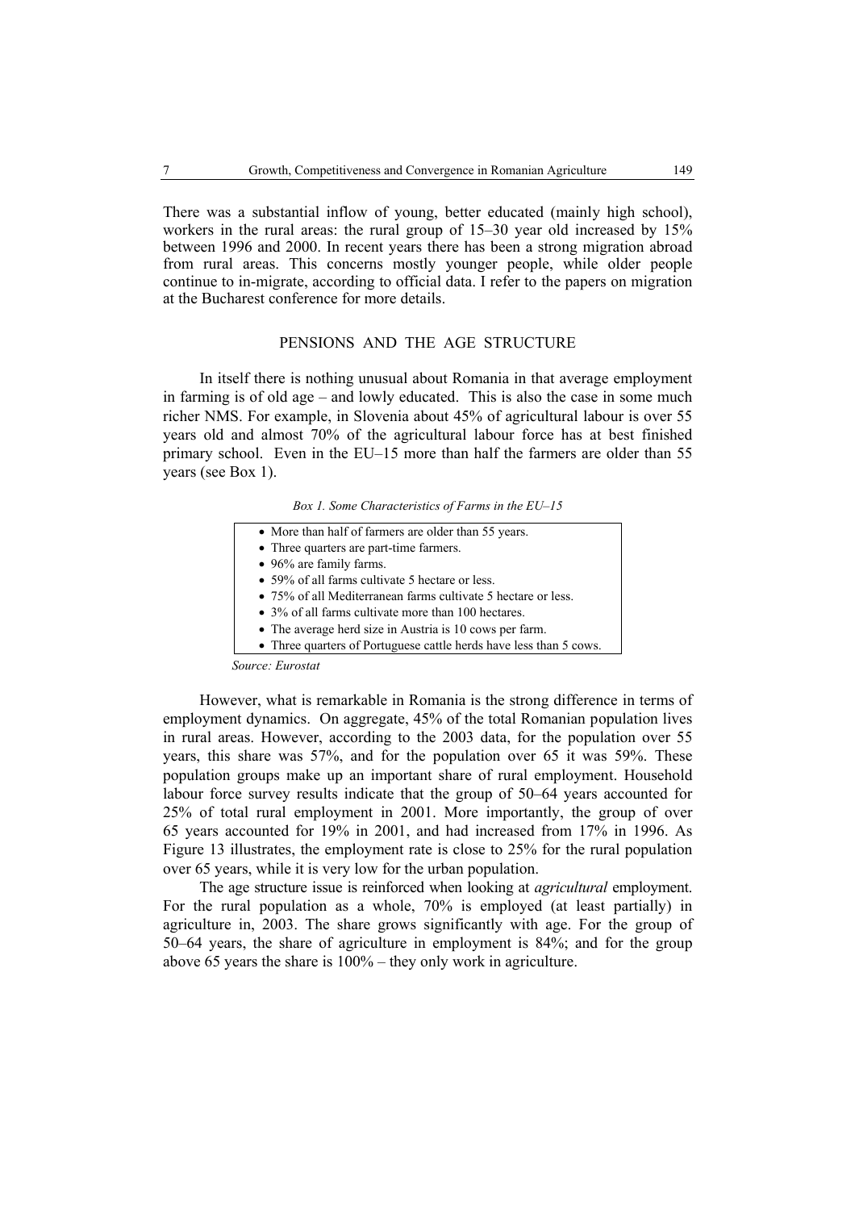There was a substantial inflow of young, better educated (mainly high school), workers in the rural areas: the rural group of 15–30 year old increased by 15% between 1996 and 2000. In recent years there has been a strong migration abroad from rural areas. This concerns mostly younger people, while older people continue to in-migrate, according to official data. I refer to the papers on migration at the Bucharest conference for more details.

## PENSIONS AND THE AGE STRUCTURE

In itself there is nothing unusual about Romania in that average employment in farming is of old age – and lowly educated. This is also the case in some much richer NMS. For example, in Slovenia about 45% of agricultural labour is over 55 years old and almost 70% of the agricultural labour force has at best finished primary school. Even in the EU–15 more than half the farmers are older than 55 years (see Box 1).

*Box 1. Some Characteristics of Farms in the EU–15*

- More than half of farmers are older than 55 years.
- Three quarters are part-time farmers.
- 96% are family farms.
- 59% of all farms cultivate 5 hectare or less.
- 75% of all Mediterranean farms cultivate 5 hectare or less.
- 3% of all farms cultivate more than 100 hectares.
- The average herd size in Austria is 10 cows per farm.
- Three quarters of Portuguese cattle herds have less than 5 cows.

*Source: Eurostat*

However, what is remarkable in Romania is the strong difference in terms of employment dynamics. On aggregate, 45% of the total Romanian population lives in rural areas. However, according to the 2003 data, for the population over 55 years, this share was 57%, and for the population over 65 it was 59%. These population groups make up an important share of rural employment. Household labour force survey results indicate that the group of 50–64 years accounted for 25% of total rural employment in 2001. More importantly, the group of over 65 years accounted for 19% in 2001, and had increased from 17% in 1996. As Figure 13 illustrates, the employment rate is close to 25% for the rural population over 65 years, while it is very low for the urban population.

The age structure issue is reinforced when looking at *agricultural* employment. For the rural population as a whole, 70% is employed (at least partially) in agriculture in, 2003. The share grows significantly with age. For the group of 50–64 years, the share of agriculture in employment is 84%; and for the group above 65 years the share is 100% – they only work in agriculture.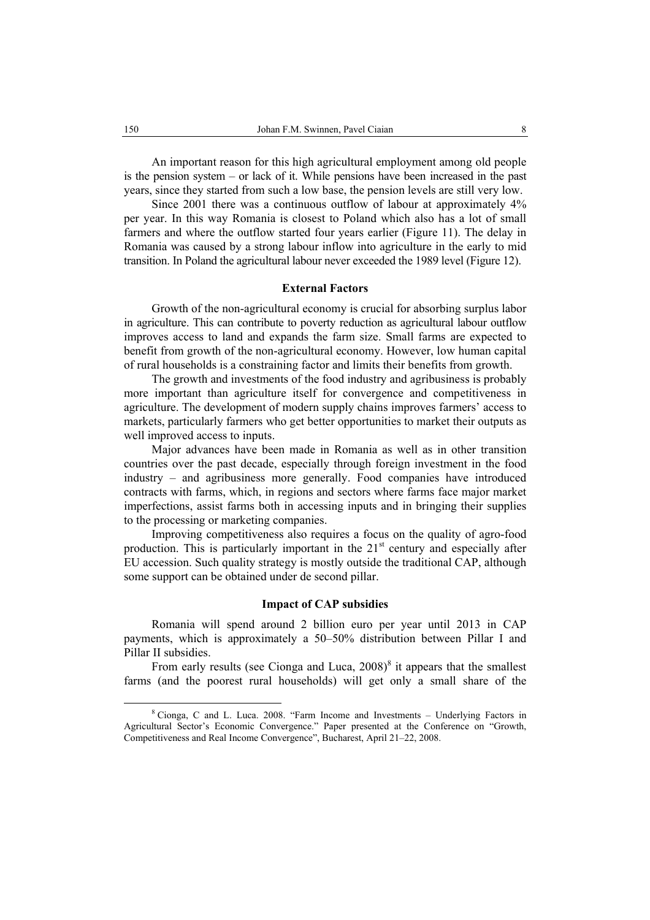An important reason for this high agricultural employment among old people is the pension system – or lack of it. While pensions have been increased in the past years, since they started from such a low base, the pension levels are still very low.

Since 2001 there was a continuous outflow of labour at approximately 4% per year. In this way Romania is closest to Poland which also has a lot of small farmers and where the outflow started four years earlier (Figure 11). The delay in Romania was caused by a strong labour inflow into agriculture in the early to mid transition. In Poland the agricultural labour never exceeded the 1989 level (Figure 12).

### External Factors

Growth of the non-agricultural economy is crucial for absorbing surplus labor in agriculture. This can contribute to poverty reduction as agricultural labour outflow improves access to land and expands the farm size. Small farms are expected to benefit from growth of the non-agricultural economy. However, low human capital of rural households is a constraining factor and limits their benefits from growth.

The growth and investments of the food industry and agribusiness is probably more important than agriculture itself for convergence and competitiveness in agriculture. The development of modern supply chains improves farmers' access to markets, particularly farmers who get better opportunities to market their outputs as well improved access to inputs.

Major advances have been made in Romania as well as in other transition countries over the past decade, especially through foreign investment in the food industry – and agribusiness more generally. Food companies have introduced contracts with farms, which, in regions and sectors where farms face major market imperfections, assist farms both in accessing inputs and in bringing their supplies to the processing or marketing companies.

Improving competitiveness also requires a focus on the quality of agro-food production. This is particularly important in the 21st century and especially after EU accession. Such quality strategy is mostly outside the traditional CAP, although some support can be obtained under de second pillar.

### Impact of CAP subsidies

Romania will spend around 2 billion euro per year until 2013 in CAP payments, which is approximately a 50–50% distribution between Pillar I and Pillar II subsidies.

From early results (see Cionga and Luca, 2008)[8] it appears that the smallest farms (and the poorest rural households) will get only a small share of the

[8] Cionga, C and L. Luca. 2008. "Farm Income and Investments – Underlying Factors in Agricultural Sector's Economic Convergence." Paper presented at the Conference on "Growth, Competitiveness and Real Income Convergence", Bucharest, April 21–22, 2008.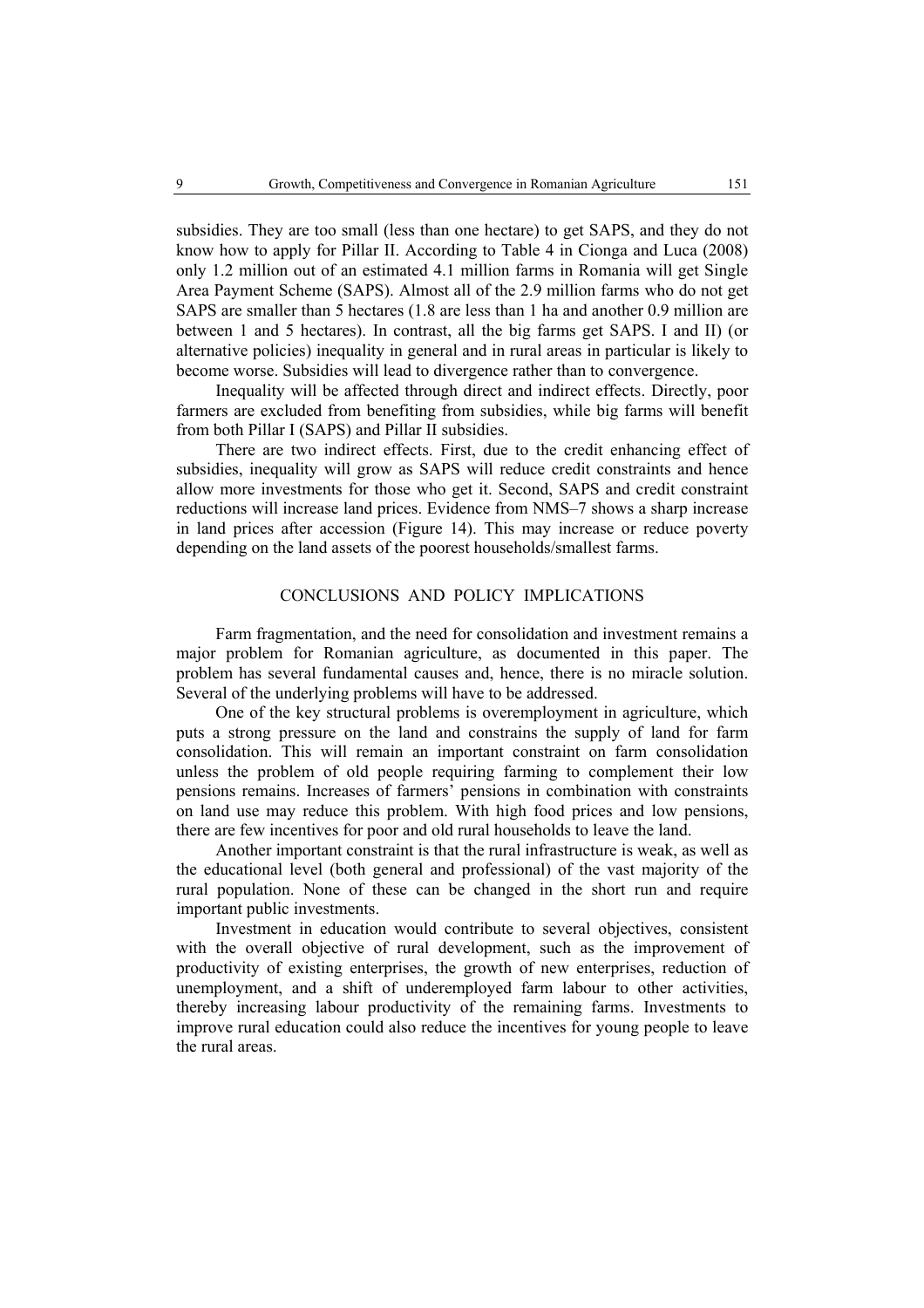subsidies. They are too small (less than one hectare) to get SAPS, and they do not know how to apply for Pillar II. According to Table 4 in Cionga and Luca (2008) only 1.2 million out of an estimated 4.1 million farms in Romania will get Single Area Payment Scheme (SAPS). Almost all of the 2.9 million farms who do not get SAPS are smaller than 5 hectares (1.8 are less than 1 ha and another 0.9 million are between 1 and 5 hectares). In contrast, all the big farms get SAPS. I and II) (or alternative policies) inequality in general and in rural areas in particular is likely to become worse. Subsidies will lead to divergence rather than to convergence.

Inequality will be affected through direct and indirect effects. Directly, poor farmers are excluded from benefiting from subsidies, while big farms will benefit from both Pillar I (SAPS) and Pillar II subsidies.

There are two indirect effects. First, due to the credit enhancing effect of subsidies, inequality will grow as SAPS will reduce credit constraints and hence allow more investments for those who get it. Second, SAPS and credit constraint reductions will increase land prices. Evidence from NMS–7 shows a sharp increase in land prices after accession (Figure 14). This may increase or reduce poverty depending on the land assets of the poorest households/smallest farms.

## CONCLUSIONS AND POLICY IMPLICATIONS

Farm fragmentation, and the need for consolidation and investment remains a major problem for Romanian agriculture, as documented in this paper. The problem has several fundamental causes and, hence, there is no miracle solution. Several of the underlying problems will have to be addressed.

One of the key structural problems is overemployment in agriculture, which puts a strong pressure on the land and constrains the supply of land for farm consolidation. This will remain an important constraint on farm consolidation unless the problem of old people requiring farming to complement their low pensions remains. Increases of farmers' pensions in combination with constraints on land use may reduce this problem. With high food prices and low pensions, there are few incentives for poor and old rural households to leave the land.

Another important constraint is that the rural infrastructure is weak, as well as the educational level (both general and professional) of the vast majority of the rural population. None of these can be changed in the short run and require important public investments.

Investment in education would contribute to several objectives, consistent with the overall objective of rural development, such as the improvement of productivity of existing enterprises, the growth of new enterprises, reduction of unemployment, and a shift of underemployed farm labour to other activities, thereby increasing labour productivity of the remaining farms. Investments to improve rural education could also reduce the incentives for young people to leave the rural areas.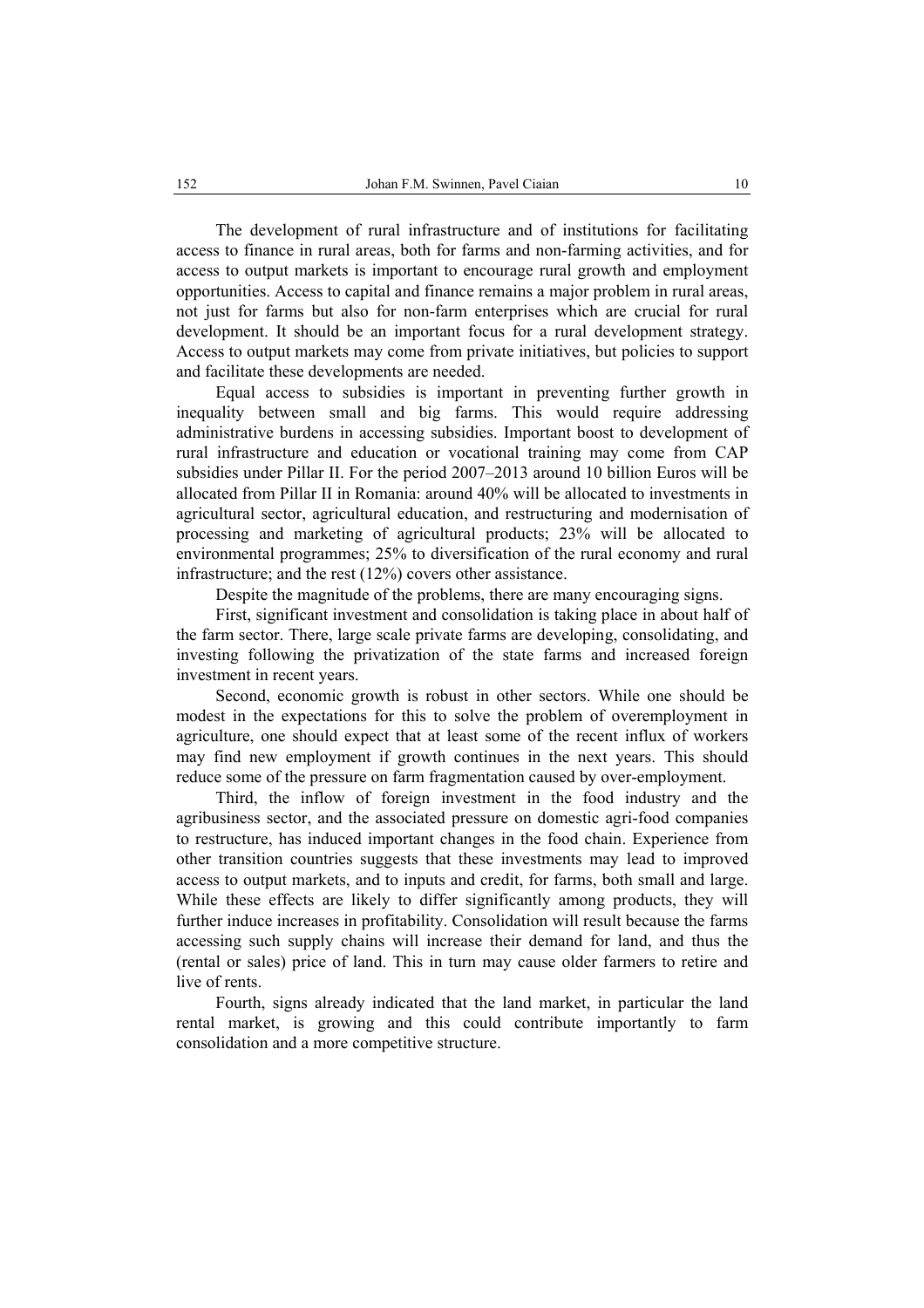The development of rural infrastructure and of institutions for facilitating access to finance in rural areas, both for farms and non-farming activities, and for access to output markets is important to encourage rural growth and employment opportunities. Access to capital and finance remains a major problem in rural areas, not just for farms but also for non-farm enterprises which are crucial for rural development. It should be an important focus for a rural development strategy. Access to output markets may come from private initiatives, but policies to support and facilitate these developments are needed.

Equal access to subsidies is important in preventing further growth in inequality between small and big farms. This would require addressing administrative burdens in accessing subsidies. Important boost to development of rural infrastructure and education or vocational training may come from CAP subsidies under Pillar II. For the period 2007–2013 around 10 billion Euros will be allocated from Pillar II in Romania: around 40% will be allocated to investments in agricultural sector, agricultural education, and restructuring and modernisation of processing and marketing of agricultural products; 23% will be allocated to environmental programmes; 25% to diversification of the rural economy and rural infrastructure; and the rest (12%) covers other assistance.

Despite the magnitude of the problems, there are many encouraging signs.

First, significant investment and consolidation is taking place in about half of the farm sector. There, large scale private farms are developing, consolidating, and investing following the privatization of the state farms and increased foreign investment in recent years.

Second, economic growth is robust in other sectors. While one should be modest in the expectations for this to solve the problem of overemployment in agriculture, one should expect that at least some of the recent influx of workers may find new employment if growth continues in the next years. This should reduce some of the pressure on farm fragmentation caused by over-employment.

Third, the inflow of foreign investment in the food industry and the agribusiness sector, and the associated pressure on domestic agri-food companies to restructure, has induced important changes in the food chain. Experience from other transition countries suggests that these investments may lead to improved access to output markets, and to inputs and credit, for farms, both small and large. While these effects are likely to differ significantly among products, they will further induce increases in profitability. Consolidation will result because the farms accessing such supply chains will increase their demand for land, and thus the (rental or sales) price of land. This in turn may cause older farmers to retire and live of rents.

Fourth, signs already indicated that the land market, in particular the land rental market, is growing and this could contribute importantly to farm consolidation and a more competitive structure.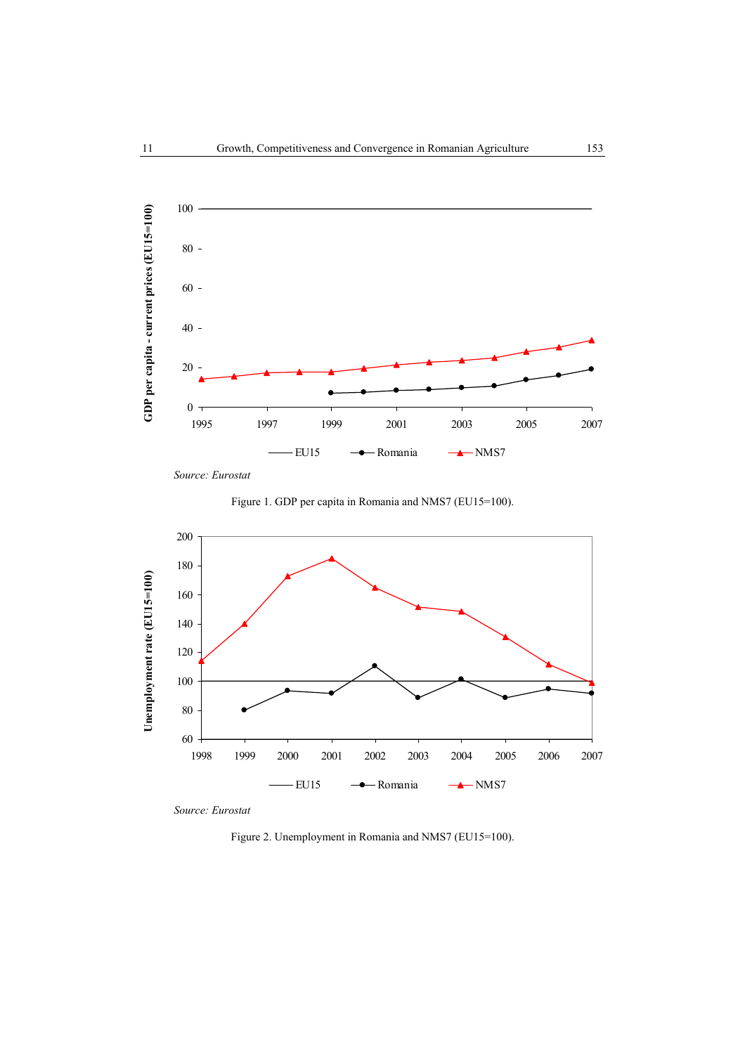Source: *Eurostat*

Figure 1. GDP per capita in Romania and NMS7 (EU15=100).

Source: *Eurostat*

Figure 2. Unemployment in Romania and NMS7 (EU15=100).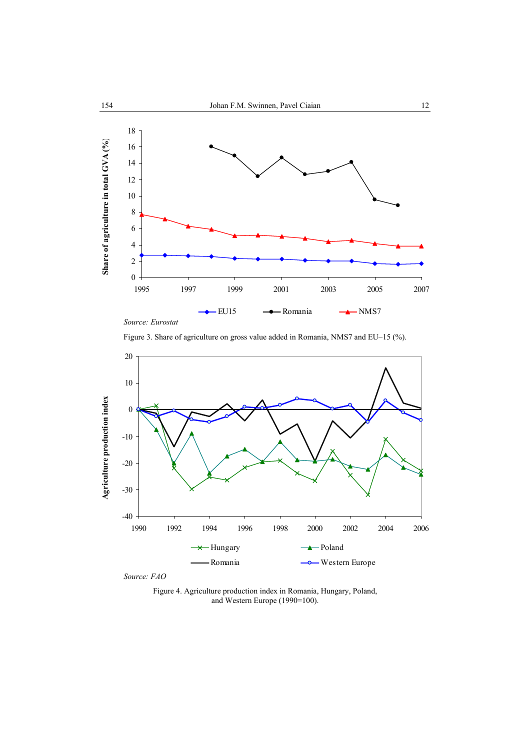Source: Eurostat

Figure 3. Share of agriculture on gross value added in Romania, NMS7 and EU–15 (%).

Source: FAO

Figure 4. Agriculture production index in Romania, Hungary, Poland, and Western Europe (1990=100).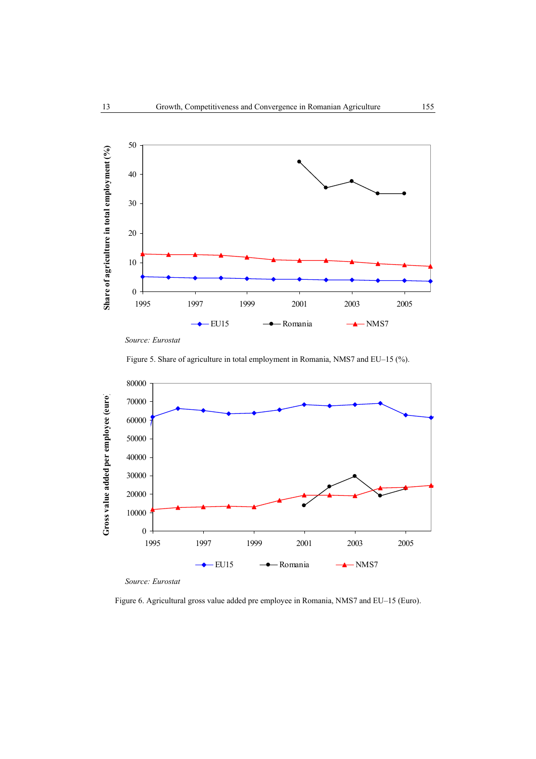Source: *Eurostat*

Figure 5. Share of agriculture in total employment in Romania, NMS7 and EU–15 (%).

Source: *Eurostat*

Figure 6. Agricultural gross value added pre employee in Romania, NMS7 and EU–15 (Euro).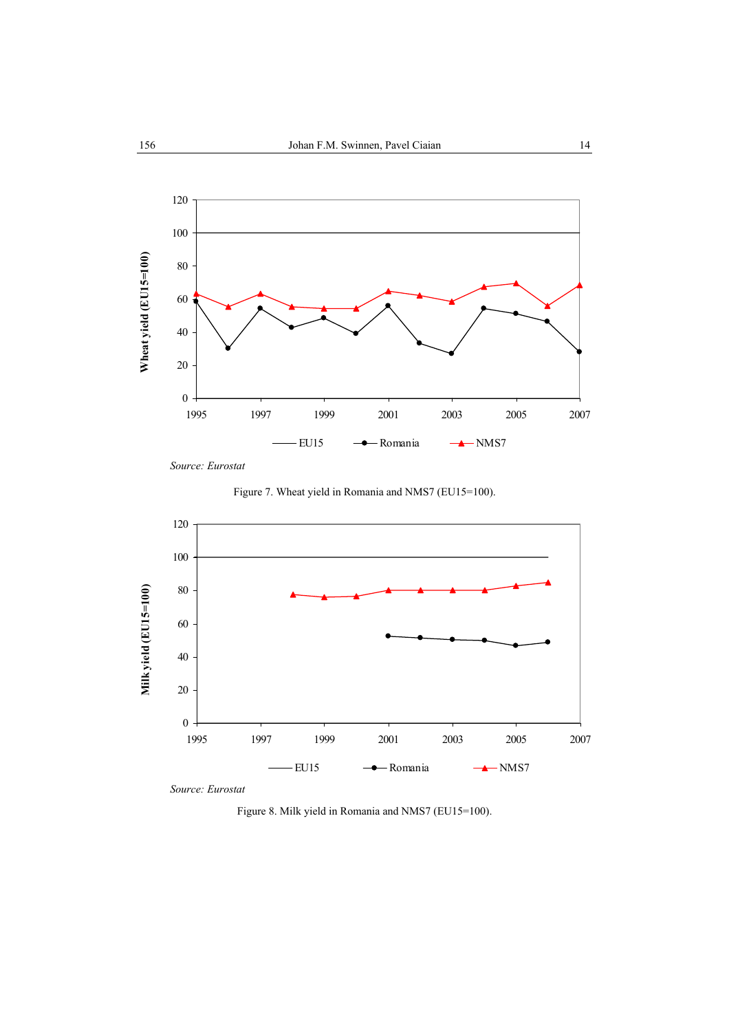Source: Eurostat

Figure 7. Wheat yield in Romania and NMS7 (EU15=100).

Source: Eurostat

Figure 8. Milk yield in Romania and NMS7 (EU15=100).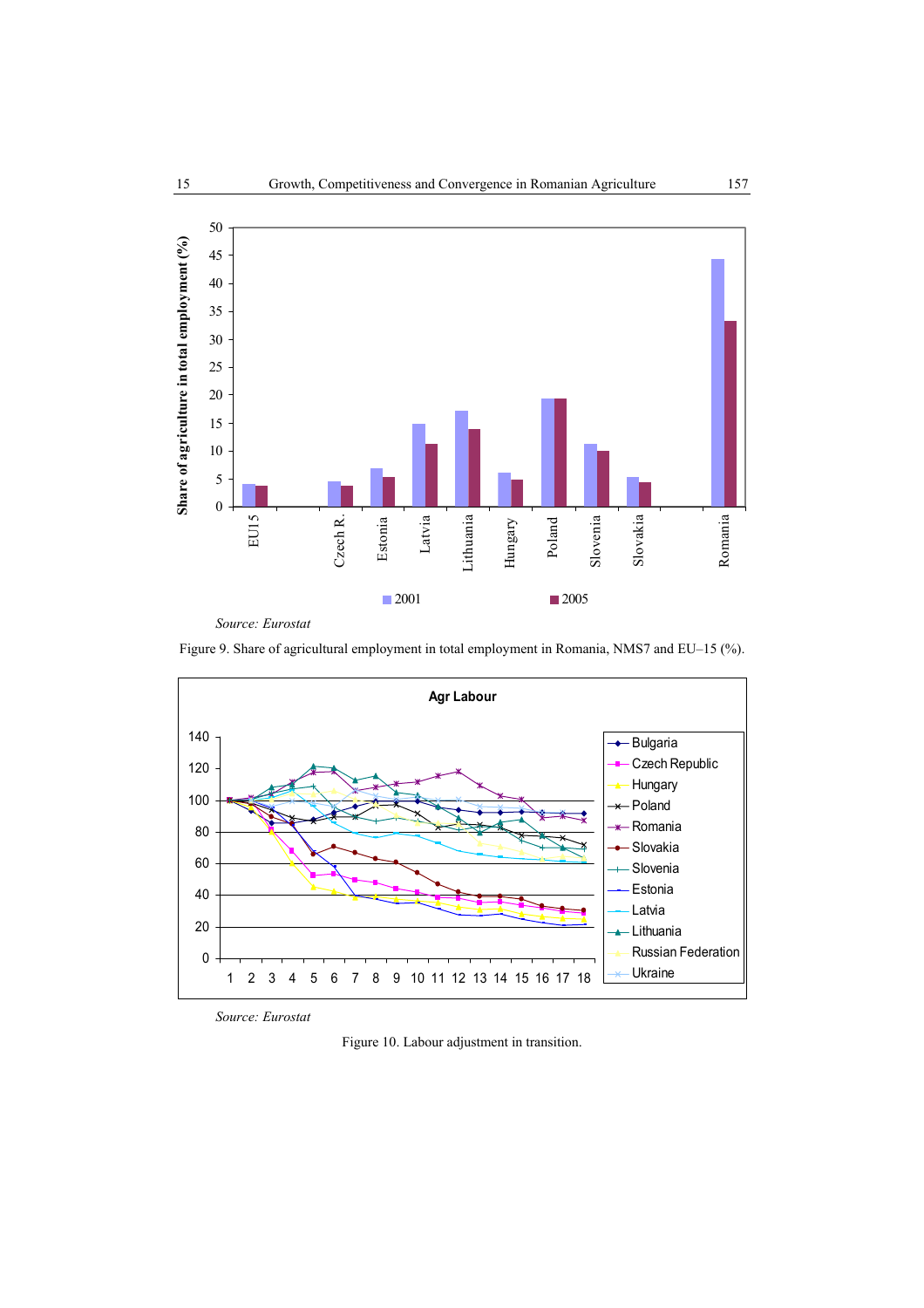Source: Eurostat

Figure 9. Share of agricultural employment in total employment in Romania, NMS7 and EU–15 (%).

Source: Eurostat

Figure 10. Labour adjustment in transition.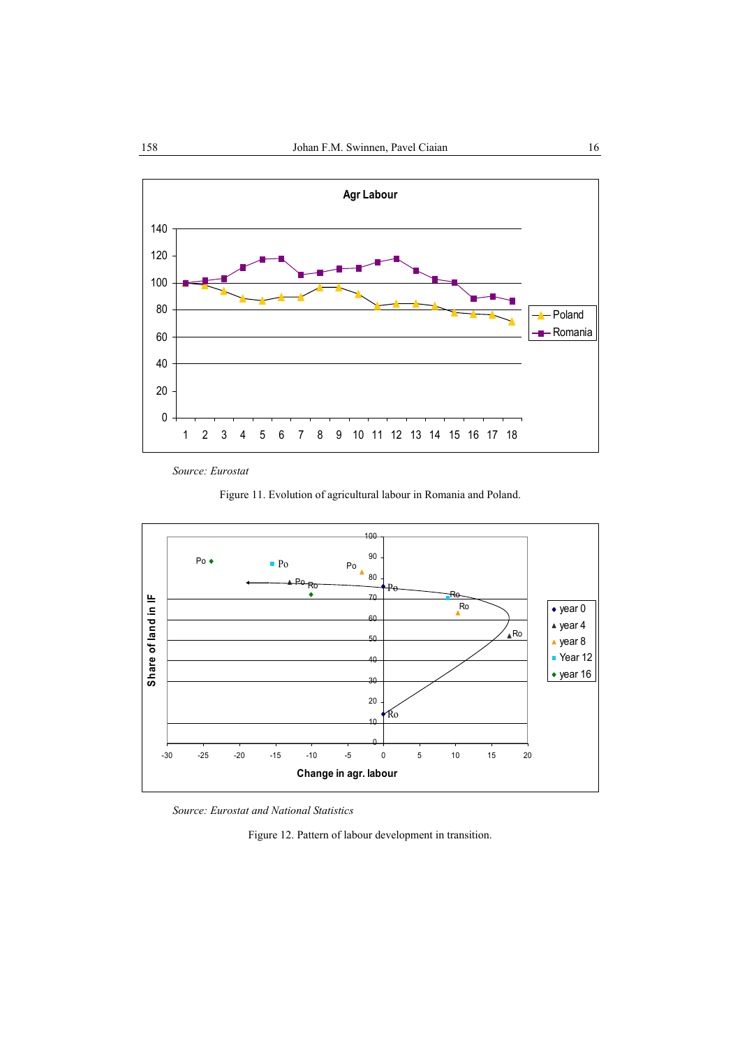*Source: Eurostat*

Figure 11. Evolution of agricultural labour in Romania and Poland.

*Source: Eurostat and National Statistics*

Figure 12. Pattern of labour development in transition.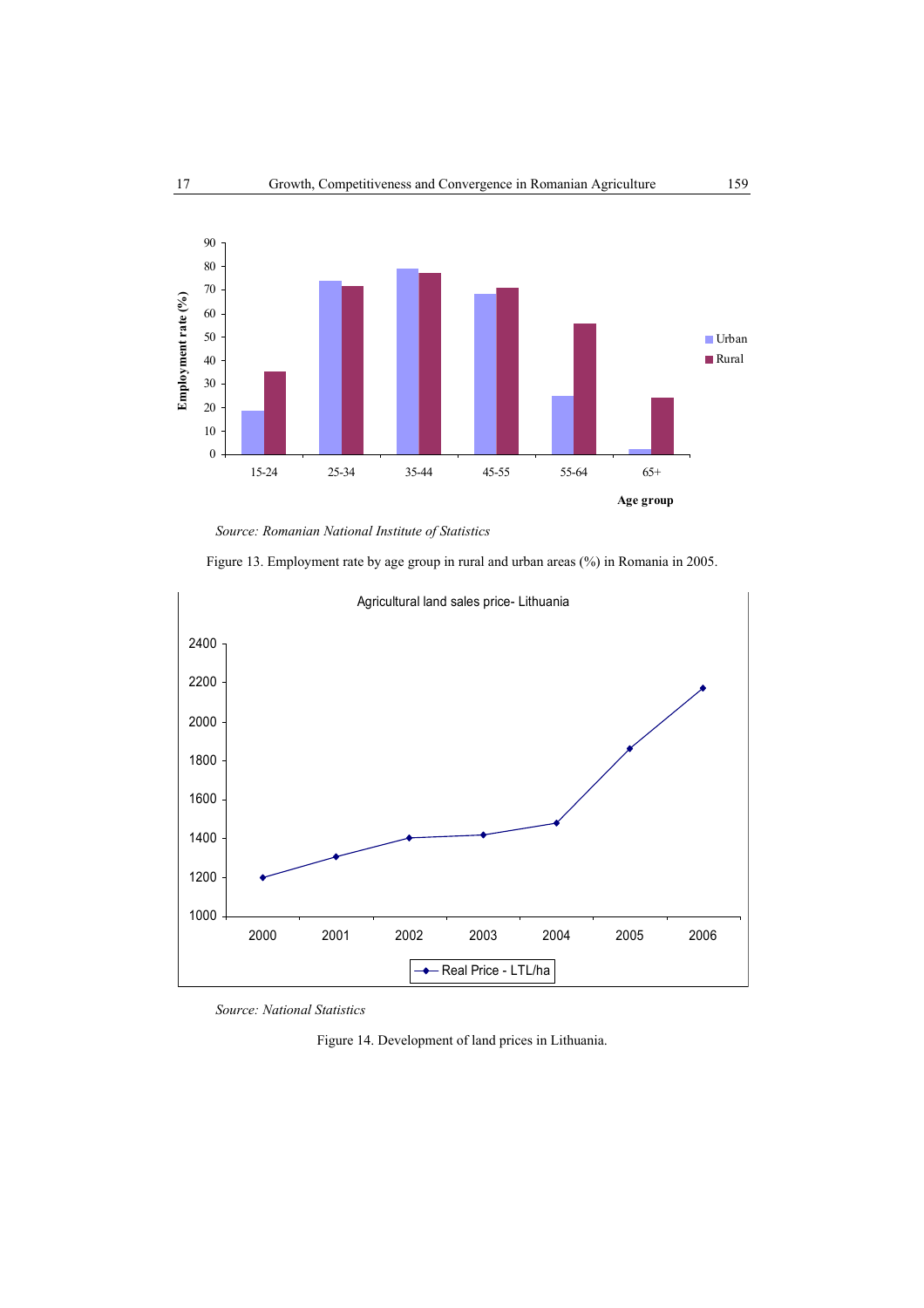*Source: Romanian National Institute of Statistics*

Figure 13. Employment rate by age group in rural and urban areas (%) in Romania in 2005.

*Source: National Statistics*

Figure 14. Development of land prices in Lithuania.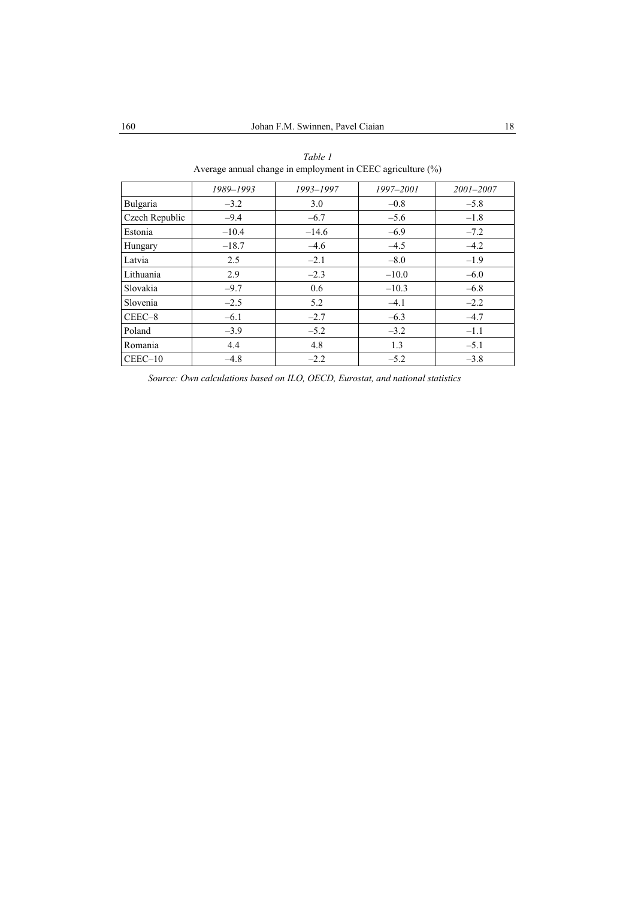*Table 1*
Average annual change in employment in CEEC agriculture (%)

| | *1989–1993* | *1993–1997* | *1997–2001* | *2001–2007* |
|---|---|---|---|---|
| Bulgaria | –3.2 | 3.0 | –0.8 | –5.8 |
| Czech Republic | –9.4 | –6.7 | –5.6 | –1.8 |
| Estonia | –10.4 | –14.6 | –6.9 | –7.2 |
| Hungary | –18.7 | –4.6 | –4.5 | –4.2 |
| Latvia | 2.5 | –2.1 | –8.0 | –1.9 |
| Lithuania | 2.9 | –2.3 | –10.0 | –6.0 |
| Slovakia | –9.7 | 0.6 | –10.3 | –6.8 |
| Slovenia | –2.5 | 5.2 | –4.1 | –2.2 |
| CEEC–8 | –6.1 | –2.7 | –6.3 | –4.7 |
| Poland | –3.9 | –5.2 | –3.2 | –1.1 |
| Romania | 4.4 | 4.8 | 1.3 | –5.1 |
| CEEC–10 | –4.8 | –2.2 | –5.2 | –3.8 |

*Source: Own calculations based on ILO, OECD, Eurostat, and national statistics*